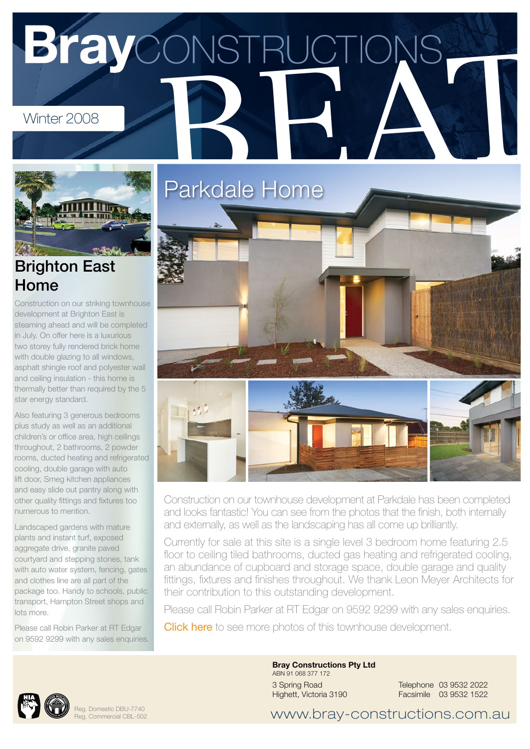# Bray CONSTRUCTIONS BEAT

Winter 2008

## Brighton East Home

Construction on our striking townhouse development at Brighton East is steaming ahead and will be completed in July. On offer here is a luxurious two storey fully rendered brick home with double glazing to all windows, asphalt shingle roof and polyester wall and ceiling insulation - this home is thermally better than required by the 5 star energy standard.

Also featuring 3 generous bedrooms plus study as well as an additional children's or office area, high ceilings throughout, 2 bathrooms, 2 powder rooms, ducted heating and refrigerated cooling, double garage with auto lift door, Smeg kitchen appliances and easy slide out pantry along with other quality fittings and fixtures too numerous to mention.

Landscaped gardens with mature plants and instant turf, exposed aggregate drive, granite paved courtyard and stepping stones, tank with auto water system, fencing, gates and clothes line are all part of the package too. Handy to schools, public transport, Hampton Street shops and lots more.

Please call Robin Parker at RT Edgar on 9592 9299 with any sales enquiries.

## Parkdale Home

Construction on our townhouse development at Parkdale has been completed and looks fantastic! You can see from the photos that the finish, both internally and externally, as well as the landscaping has all come up brilliantly.

Currently for sale at this site is a single level 3 bedroom home featuring 2.5 floor to ceiling tiled bathrooms, ducted gas heating and refrigerated cooling, an abundance of cupboard and storage space, double garage and quality fittings, fixtures and finishes throughout. We thank Leon Meyer Architects for their contribution to this outstanding development.

Please call Robin Parker at RT Edgar on 9592 9299 with any sales enquiries.

Click here to see more photos of this townhouse development.

Reg. Domestic DBU-7740
Reg. Commercial CBL-502

**Bray Constructions Pty Ltd**
ABN 91 068 377 172

3 Spring Road
Highett, Victoria 3190

Telephone 03 9532 2022
Facsimile 03 9532 1522

www.bray-constructions.com.au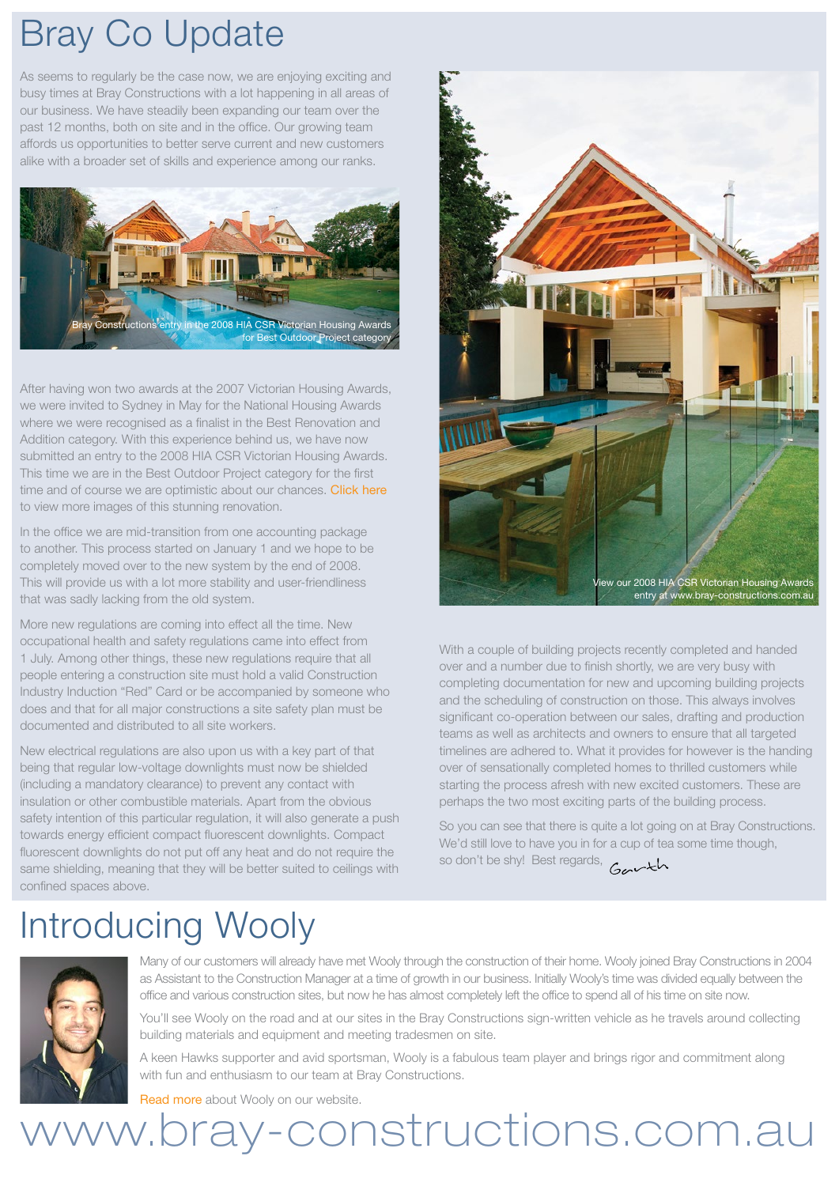# Bray Co Update

As seems to regularly be the case now, we are enjoying exciting and busy times at Bray Constructions with a lot happening in all areas of our business. We have steadily been expanding our team over the past 12 months, both on site and in the office. Our growing team affords us opportunities to better serve current and new customers alike with a broader set of skills and experience among our ranks.

Bray Constructions entry in the 2008 HIA CSR Victorian Housing Awards for Best Outdoor Project category

After having won two awards at the 2007 Victorian Housing Awards, we were invited to Sydney in May for the National Housing Awards where we were recognised as a finalist in the Best Renovation and Addition category. With this experience behind us, we have now submitted an entry to the 2008 HIA CSR Victorian Housing Awards. This time we are in the Best Outdoor Project category for the first time and of course we are optimistic about our chances. Click here to view more images of this stunning renovation.

In the office we are mid-transition from one accounting package to another. This process started on January 1 and we hope to be completely moved over to the new system by the end of 2008. This will provide us with a lot more stability and user-friendliness that was sadly lacking from the old system.

More new regulations are coming into effect all the time. New occupational health and safety regulations came into effect from 1 July. Among other things, these new regulations require that all people entering a construction site must hold a valid Construction Industry Induction "Red" Card or be accompanied by someone who does and that for all major constructions a site safety plan must be documented and distributed to all site workers.

New electrical regulations are also upon us with a key part of that being that regular low-voltage downlights must now be shielded (including a mandatory clearance) to prevent any contact with insulation or other combustible materials. Apart from the obvious safety intention of this particular regulation, it will also generate a push towards energy efficient compact fluorescent downlights. Compact fluorescent downlights do not put off any heat and do not require the same shielding, meaning that they will be better suited to ceilings with confined spaces above.

View our 2008 HIA CSR Victorian Housing Awards entry at www.bray-constructions.com.au

With a couple of building projects recently completed and handed over and a number due to finish shortly, we are very busy with completing documentation for new and upcoming building projects and the scheduling of construction on those. This always involves significant co-operation between our sales, drafting and production teams as well as architects and owners to ensure that all targeted timelines are adhered to. What it provides for however is the handing over of sensationally completed homes to thrilled customers while starting the process afresh with new excited customers. These are perhaps the two most exciting parts of the building process.

So you can see that there is quite a lot going on at Bray Constructions. We'd still love to have you in for a cup of tea some time though, so don't be shy! Best regards, Garth

# Introducing Wooly

Many of our customers will already have met Wooly through the construction of their home. Wooly joined Bray Constructions in 2004 as Assistant to the Construction Manager at a time of growth in our business. Initially Wooly's time was divided equally between the office and various construction sites, but now he has almost completely left the office to spend all of his time on site now.

You'll see Wooly on the road and at our sites in the Bray Constructions sign-written vehicle as he travels around collecting building materials and equipment and meeting tradesmen on site.

A keen Hawks supporter and avid sportsman, Wooly is a fabulous team player and brings rigor and commitment along with fun and enthusiasm to our team at Bray Constructions.

Read more about Wooly on our website.

www.bray-constructions.com.au